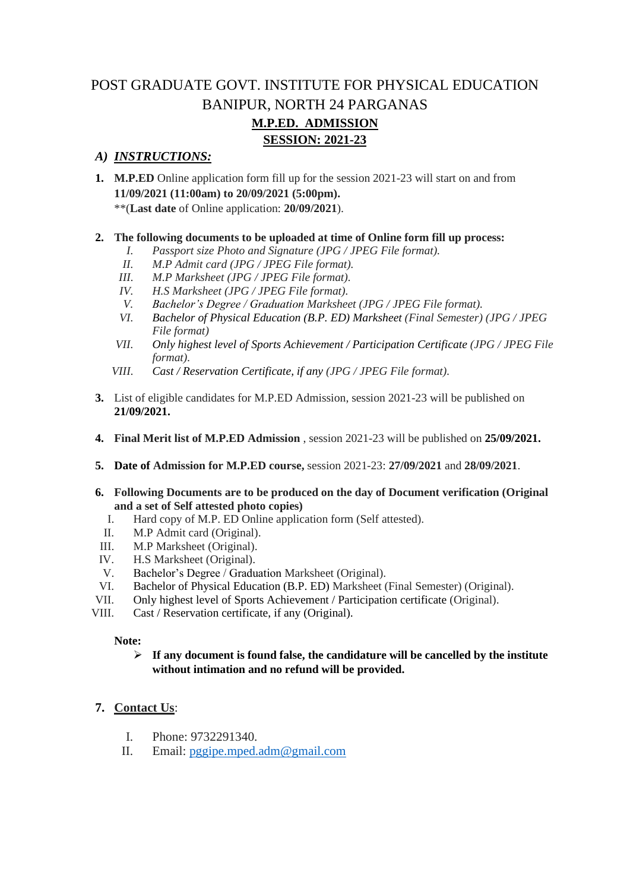# POST GRADUATE GOVT. INSTITUTE FOR PHYSICAL EDUCATION
# BANIPUR, NORTH 24 PARGANAS

## M.P.ED. ADMISSION

## SESSION: 2021-23

### A) *INSTRUCTIONS:*

1. **M.P.ED** Online application form fill up for the session 2021-23 will start on and from **11/09/2021 (11:00am) to 20/09/2021 (5:00pm).**
   **(**Last date** of Online application: **20/09/2021**).

2. **The following documents to be uploaded at time of Online form fill up process:**
   - I. *Passport size Photo and Signature (JPG / JPEG File format).*
   - II. *M.P Admit card (JPG / JPEG File format).*
   - III. *M.P Marksheet (JPG / JPEG File format).*
   - IV. *H.S Marksheet (JPG / JPEG File format).*
   - V. *Bachelor's Degree / Graduation Marksheet (JPG / JPEG File format).*
   - VI. *Bachelor of Physical Education (B.P. ED) Marksheet (Final Semester) (JPG / JPEG File format)*
   - VII. *Only highest level of Sports Achievement / Participation Certificate (JPG / JPEG File format).*
   - VIII. *Cast / Reservation Certificate, if any (JPG / JPEG File format).*

3. List of eligible candidates for M.P.ED Admission, session 2021-23 will be published on **21/09/2021.**

4. **Final Merit list of M.P.ED Admission** , session 2021-23 will be published on **25/09/2021.**

5. **Date of Admission for M.P.ED course,** session 2021-23: **27/09/2021** and **28/09/2021**.

6. **Following Documents are to be produced on the day of Document verification (Original and a set of Self attested photo copies)**
   - I. Hard copy of M.P. ED Online application form (Self attested).
   - II. M.P Admit card (Original).
   - III. M.P Marksheet (Original).
   - IV. H.S Marksheet (Original).
   - V. Bachelor's Degree / Graduation Marksheet (Original).
   - VI. Bachelor of Physical Education (B.P. ED) Marksheet (Final Semester) (Original).
   - VII. Only highest level of Sports Achievement / Participation certificate (Original).
   - VIII. Cast / Reservation certificate, if any (Original).

   **Note:**
   - **If any document is found false, the candidature will be cancelled by the institute without intimation and no refund will be provided.**

7. **Contact Us**:
   - I. Phone: 9732291340.
   - II. Email: pggipe.mped.adm@gmail.com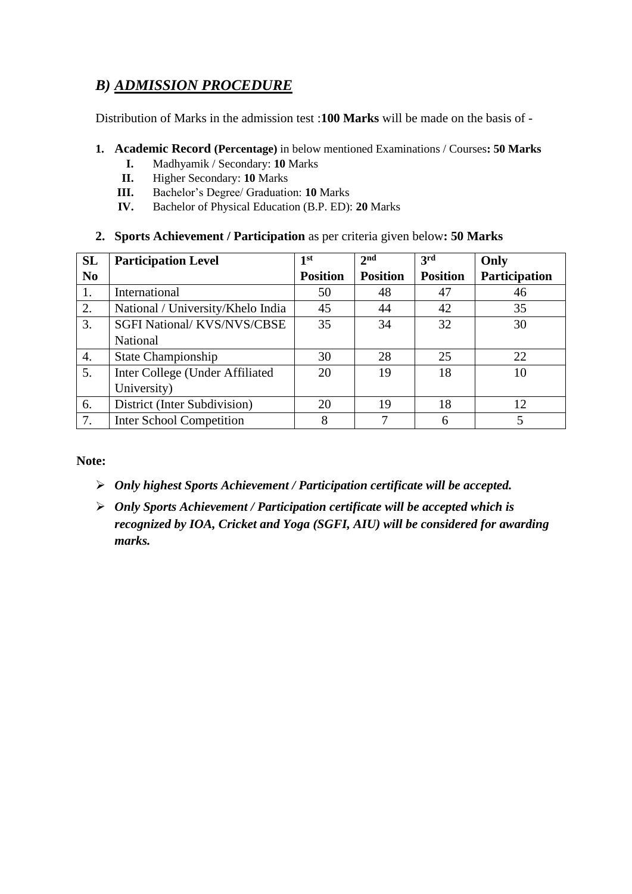## *B) ADMISSION PROCEDURE*

Distribution of Marks in the admission test :**100 Marks** will be made on the basis of -

1. **Academic Record (Percentage)** in below mentioned Examinations / Courses**: 50 Marks**
   - I. Madhyamik / Secondary: **10** Marks
   - II. Higher Secondary: **10** Marks
   - III. Bachelor's Degree/ Graduation: **10** Marks
   - IV. Bachelor of Physical Education (B.P. ED): **20** Marks

2. **Sports Achievement / Participation** as per criteria given below**: 50 Marks**

| SL No | Participation Level | 1st Position | 2nd Position | 3rd Position | Only Participation |
|---|---|---|---|---|---|
| 1. | International | 50 | 48 | 47 | 46 |
| 2. | National / University/Khelo India | 45 | 44 | 42 | 35 |
| 3. | SGFI National/ KVS/NVS/CBSE National | 35 | 34 | 32 | 30 |
| 4. | State Championship | 30 | 28 | 25 | 22 |
| 5. | Inter College (Under Affiliated University) | 20 | 19 | 18 | 10 |
| 6. | District (Inter Subdivision) | 20 | 19 | 18 | 12 |
| 7. | Inter School Competition | 8 | 7 | 6 | 5 |

**Note:**

- ***Only highest Sports Achievement / Participation certificate will be accepted.***
- ***Only Sports Achievement / Participation certificate will be accepted which is recognized by IOA, Cricket and Yoga (SGFI, AIU) will be considered for awarding marks.***